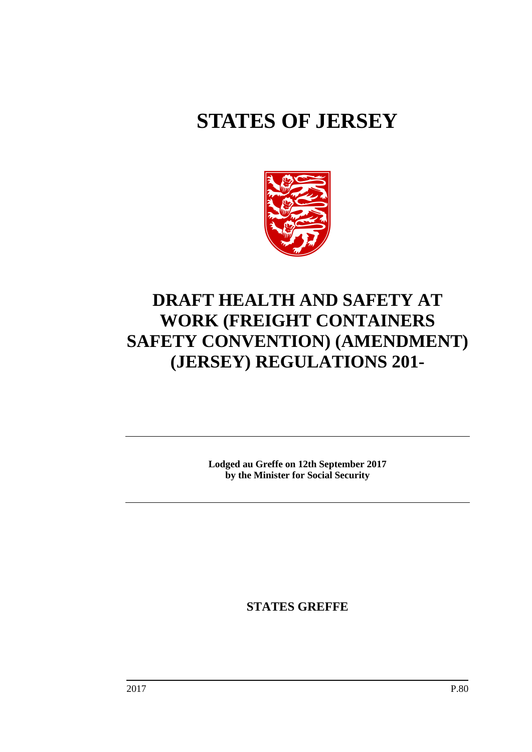# STATES OF JERSEY

# DRAFT HEALTH AND SAFETY AT WORK (FREIGHT CONTAINERS SAFETY CONVENTION) (AMENDMENT) (JERSEY) REGULATIONS 201-

**Lodged au Greffe on 12th September 2017**
**by the Minister for Social Security**

**STATES GREFFE**

2017 P.80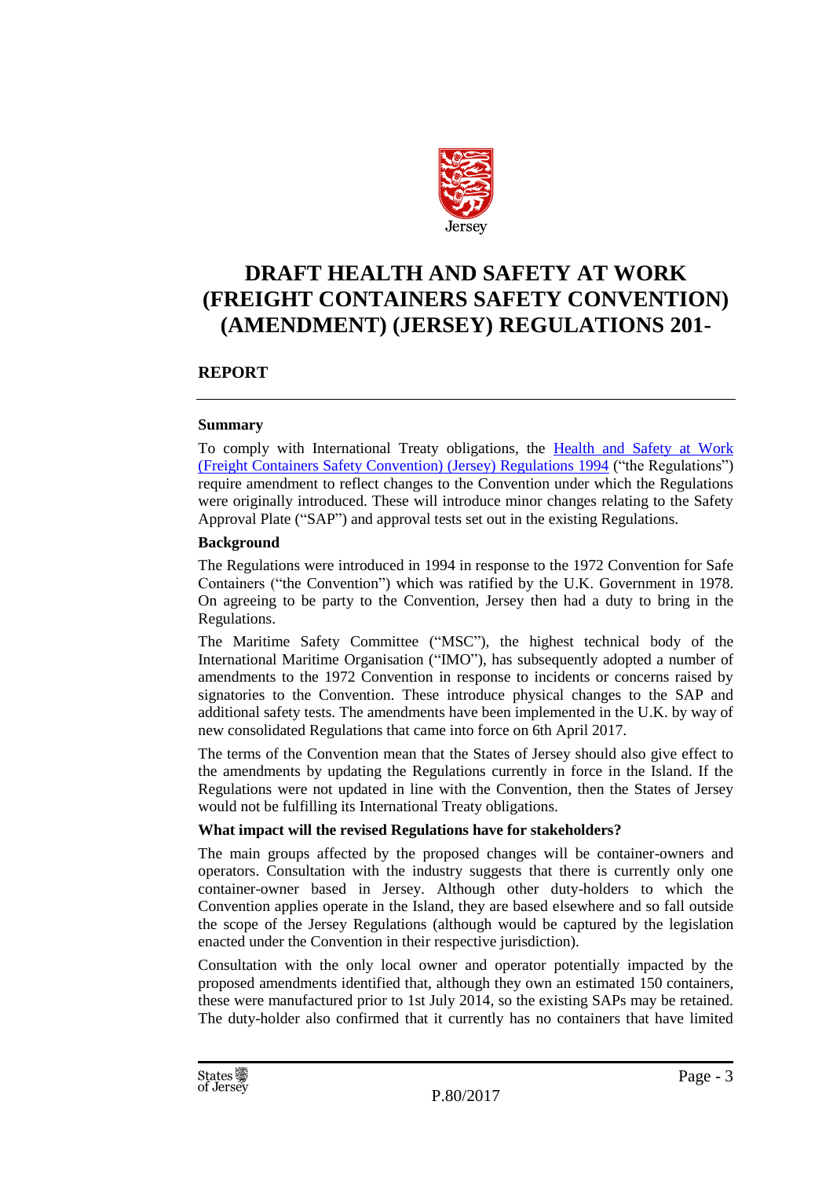# DRAFT HEALTH AND SAFETY AT WORK (FREIGHT CONTAINERS SAFETY CONVENTION) (AMENDMENT) (JERSEY) REGULATIONS 201-

## REPORT

### Summary

To comply with International Treaty obligations, the Health and Safety at Work (Freight Containers Safety Convention) (Jersey) Regulations 1994 ("the Regulations") require amendment to reflect changes to the Convention under which the Regulations were originally introduced. These will introduce minor changes relating to the Safety Approval Plate ("SAP") and approval tests set out in the existing Regulations.

### Background

The Regulations were introduced in 1994 in response to the 1972 Convention for Safe Containers ("the Convention") which was ratified by the U.K. Government in 1978. On agreeing to be party to the Convention, Jersey then had a duty to bring in the Regulations.

The Maritime Safety Committee ("MSC"), the highest technical body of the International Maritime Organisation ("IMO"), has subsequently adopted a number of amendments to the 1972 Convention in response to incidents or concerns raised by signatories to the Convention. These introduce physical changes to the SAP and additional safety tests. The amendments have been implemented in the U.K. by way of new consolidated Regulations that came into force on 6th April 2017.

The terms of the Convention mean that the States of Jersey should also give effect to the amendments by updating the Regulations currently in force in the Island. If the Regulations were not updated in line with the Convention, then the States of Jersey would not be fulfilling its International Treaty obligations.

### What impact will the revised Regulations have for stakeholders?

The main groups affected by the proposed changes will be container-owners and operators. Consultation with the industry suggests that there is currently only one container-owner based in Jersey. Although other duty-holders to which the Convention applies operate in the Island, they are based elsewhere and so fall outside the scope of the Jersey Regulations (although would be captured by the legislation enacted under the Convention in their respective jurisdiction).

Consultation with the only local owner and operator potentially impacted by the proposed amendments identified that, although they own an estimated 150 containers, these were manufactured prior to 1st July 2014, so the existing SAPs may be retained. The duty-holder also confirmed that it currently has no containers that have limited

P.80/2017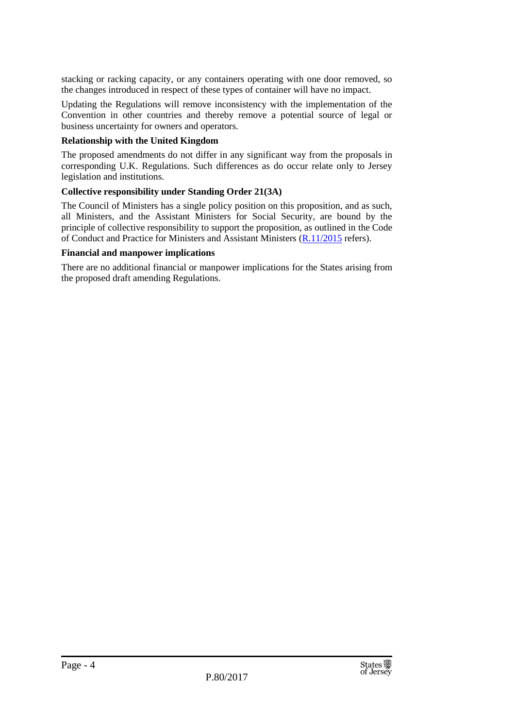stacking or racking capacity, or any containers operating with one door removed, so the changes introduced in respect of these types of container will have no impact.

Updating the Regulations will remove inconsistency with the implementation of the Convention in other countries and thereby remove a potential source of legal or business uncertainty for owners and operators.

**Relationship with the United Kingdom**

The proposed amendments do not differ in any significant way from the proposals in corresponding U.K. Regulations. Such differences as do occur relate only to Jersey legislation and institutions.

**Collective responsibility under Standing Order 21(3A)**

The Council of Ministers has a single policy position on this proposition, and as such, all Ministers, and the Assistant Ministers for Social Security, are bound by the principle of collective responsibility to support the proposition, as outlined in the Code of Conduct and Practice for Ministers and Assistant Ministers (R.11/2015 refers).

**Financial and manpower implications**

There are no additional financial or manpower implications for the States arising from the proposed draft amending Regulations.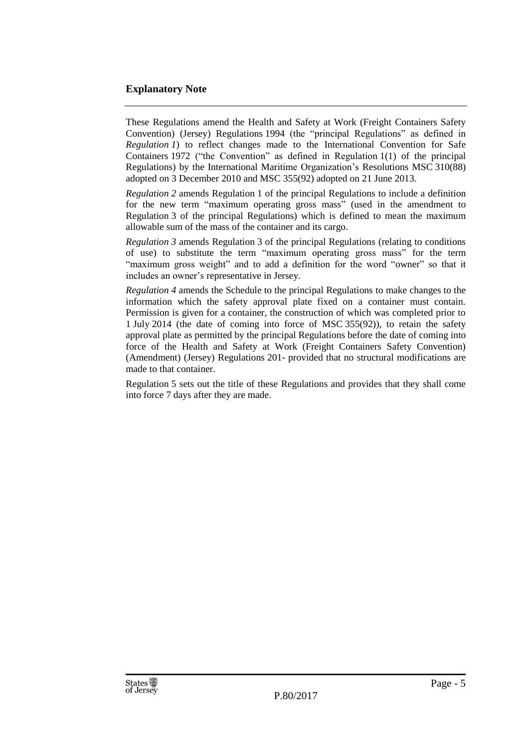## Explanatory Note

These Regulations amend the Health and Safety at Work (Freight Containers Safety Convention) (Jersey) Regulations 1994 (the "principal Regulations" as defined in *Regulation 1*) to reflect changes made to the International Convention for Safe Containers 1972 ("the Convention" as defined in Regulation 1(1) of the principal Regulations) by the International Maritime Organization's Resolutions MSC 310(88) adopted on 3 December 2010 and MSC 355(92) adopted on 21 June 2013.

*Regulation 2* amends Regulation 1 of the principal Regulations to include a definition for the new term "maximum operating gross mass" (used in the amendment to Regulation 3 of the principal Regulations) which is defined to mean the maximum allowable sum of the mass of the container and its cargo.

*Regulation 3* amends Regulation 3 of the principal Regulations (relating to conditions of use) to substitute the term "maximum operating gross mass" for the term "maximum gross weight" and to add a definition for the word "owner" so that it includes an owner's representative in Jersey.

*Regulation 4* amends the Schedule to the principal Regulations to make changes to the information which the safety approval plate fixed on a container must contain. Permission is given for a container, the construction of which was completed prior to 1 July 2014 (the date of coming into force of MSC 355(92)), to retain the safety approval plate as permitted by the principal Regulations before the date of coming into force of the Health and Safety at Work (Freight Containers Safety Convention) (Amendment) (Jersey) Regulations 201- provided that no structural modifications are made to that container.

Regulation 5 sets out the title of these Regulations and provides that they shall come into force 7 days after they are made.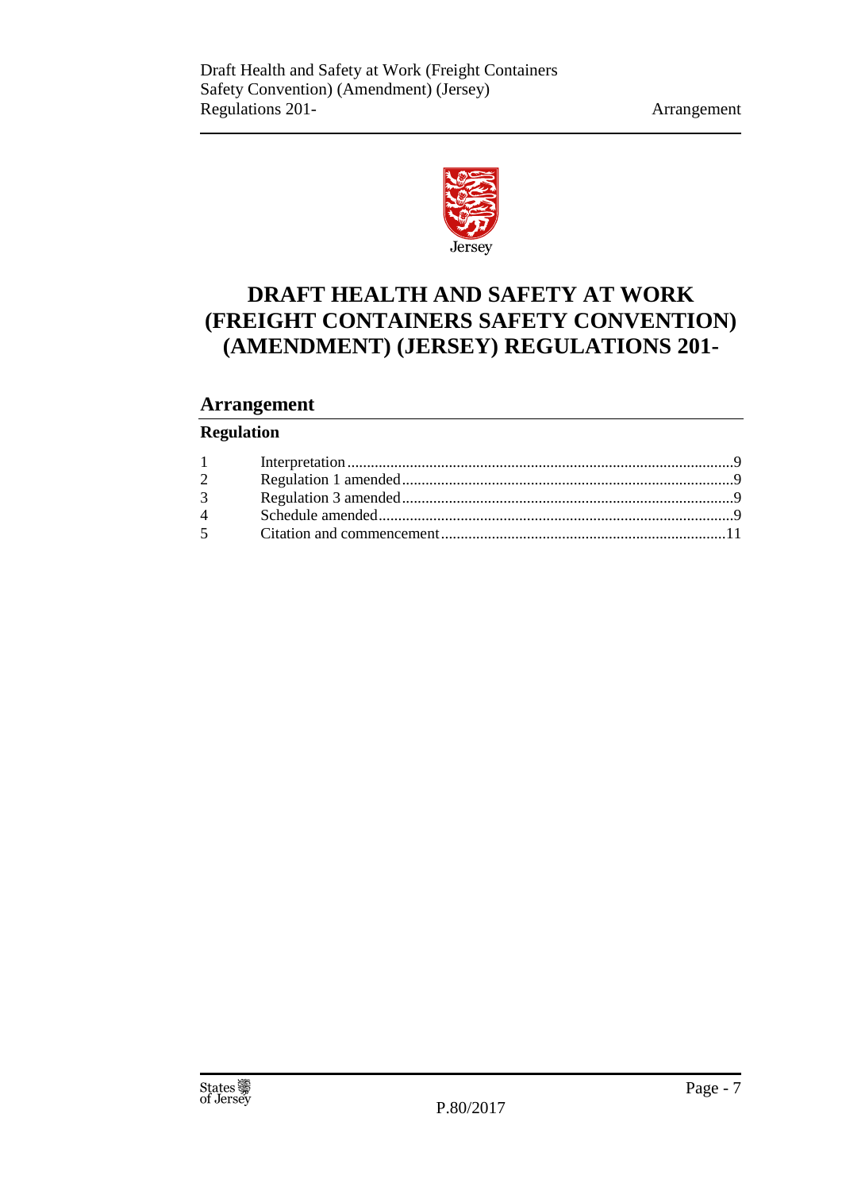# DRAFT HEALTH AND SAFETY AT WORK (FREIGHT CONTAINERS SAFETY CONVENTION) (AMENDMENT) (JERSEY) REGULATIONS 201-

## Arrangement

### Regulation

| | | |
|---|---|---|
| 1 | Interpretation | 9 |
| 2 | Regulation 1 amended | 9 |
| 3 | Regulation 3 amended | 9 |
| 4 | Schedule amended | 9 |
| 5 | Citation and commencement | 11 |

P.80/2017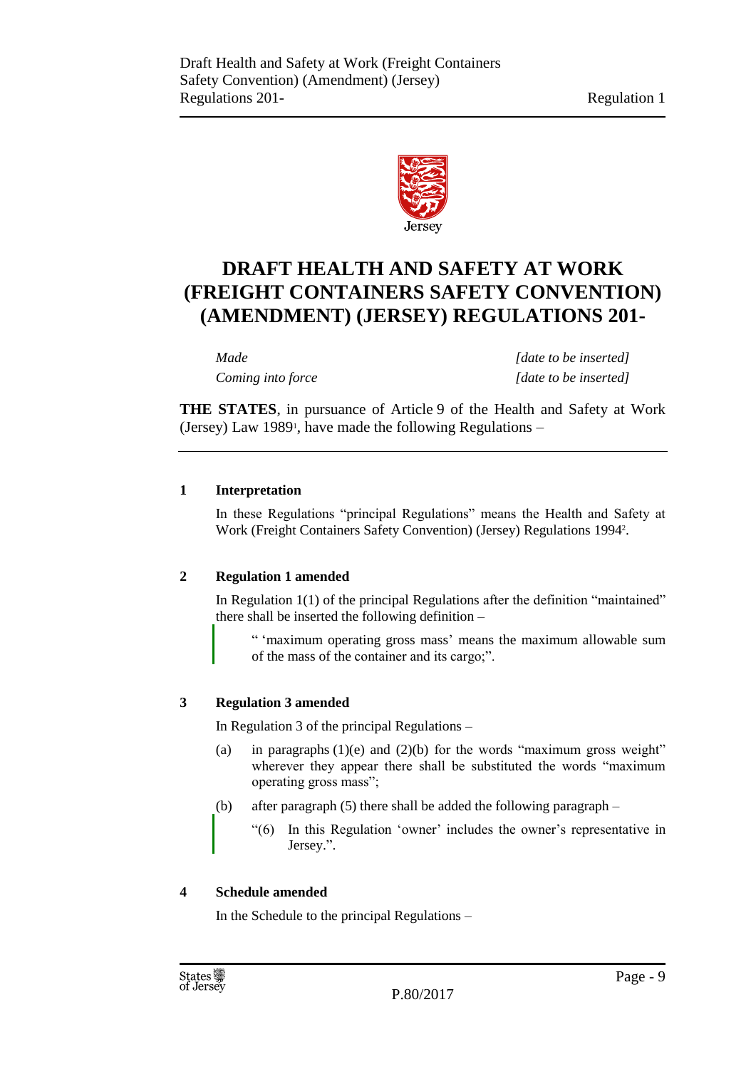# DRAFT HEALTH AND SAFETY AT WORK (FREIGHT CONTAINERS SAFETY CONVENTION) (AMENDMENT) (JERSEY) REGULATIONS 201-

| | |
|---|---|
| *Made* | *[date to be inserted]* |
| *Coming into force* | *[date to be inserted]* |

**THE STATES**, in pursuance of Article 9 of the Health and Safety at Work (Jersey) Law 1989[1], have made the following Regulations –

**1 Interpretation**

In these Regulations "principal Regulations" means the Health and Safety at Work (Freight Containers Safety Convention) (Jersey) Regulations 1994[2].

**2 Regulation 1 amended**

In Regulation 1(1) of the principal Regulations after the definition "maintained" there shall be inserted the following definition –

> " 'maximum operating gross mass' means the maximum allowable sum of the mass of the container and its cargo;".

**3 Regulation 3 amended**

In Regulation 3 of the principal Regulations –

(a) in paragraphs (1)(e) and (2)(b) for the words "maximum gross weight" wherever they appear there shall be substituted the words "maximum operating gross mass";

(b) after paragraph (5) there shall be added the following paragraph –

> "(6) In this Regulation 'owner' includes the owner's representative in Jersey.".

**4 Schedule amended**

In the Schedule to the principal Regulations –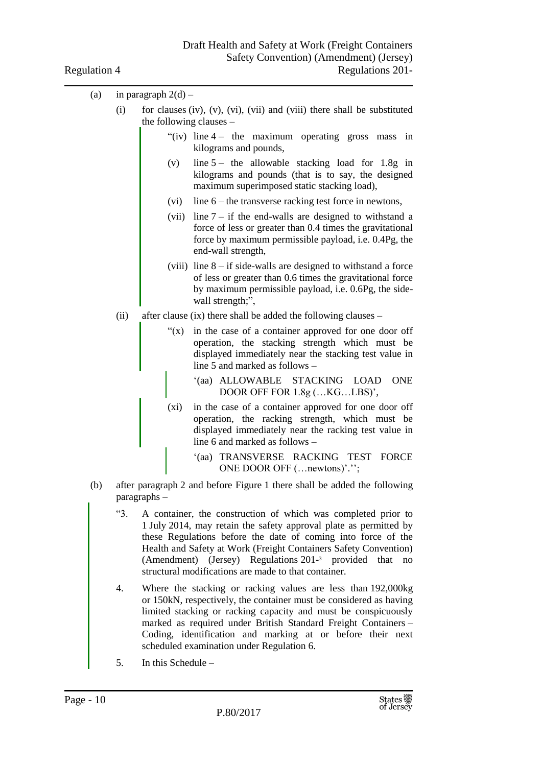(a) in paragraph 2(d) –

(i) for clauses (iv), (v), (vi), (vii) and (viii) there shall be substituted the following clauses –

> "(iv) line 4 – the maximum operating gross mass in kilograms and pounds,
>
> (v) line 5 – the allowable stacking load for 1.8g in kilograms and pounds (that is to say, the designed maximum superimposed static stacking load),
>
> (vi) line 6 – the transverse racking test force in newtons,
>
> (vii) line 7 – if the end-walls are designed to withstand a force of less or greater than 0.4 times the gravitational force by maximum permissible payload, i.e. 0.4Pg, the end-wall strength,
>
> (viii) line 8 – if side-walls are designed to withstand a force of less or greater than 0.6 times the gravitational force by maximum permissible payload, i.e. 0.6Pg, the side-wall strength;",

(ii) after clause (ix) there shall be added the following clauses –

> "(x) in the case of a container approved for one door off operation, the stacking strength which must be displayed immediately near the stacking test value in line 5 and marked as follows –
>
> > '(aa) ALLOWABLE STACKING LOAD ONE DOOR OFF FOR 1.8g (…KG…LBS)',
>
> (xi) in the case of a container approved for one door off operation, the racking strength, which must be displayed immediately near the racking test value in line 6 and marked as follows –
>
> > '(aa) TRANSVERSE RACKING TEST FORCE ONE DOOR OFF (…newtons)'.'';

(b) after paragraph 2 and before Figure 1 there shall be added the following paragraphs –

> "3. A container, the construction of which was completed prior to 1 July 2014, may retain the safety approval plate as permitted by these Regulations before the date of coming into force of the Health and Safety at Work (Freight Containers Safety Convention) (Amendment) (Jersey) Regulations 201-[3] provided that no structural modifications are made to that container.
>
> 4. Where the stacking or racking values are less than 192,000kg or 150kN, respectively, the container must be considered as having limited stacking or racking capacity and must be conspicuously marked as required under British Standard Freight Containers – Coding, identification and marking at or before their next scheduled examination under Regulation 6.
>
> 5. In this Schedule –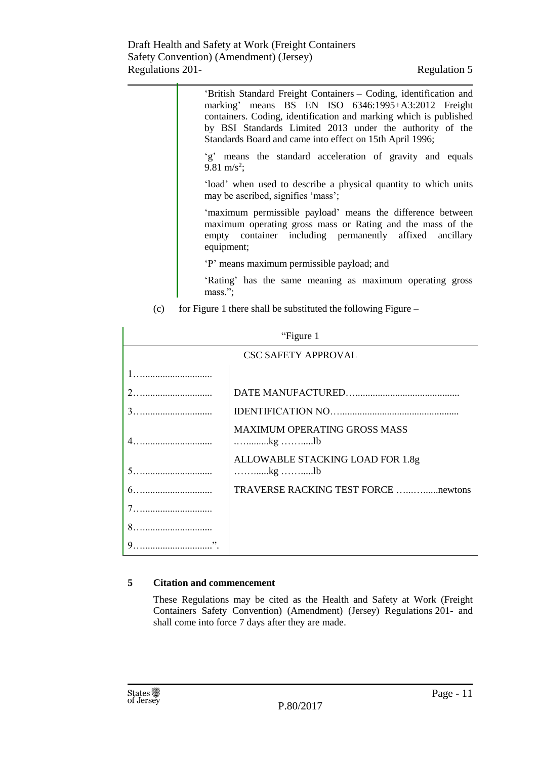'British Standard Freight Containers – Coding, identification and marking' means BS EN ISO 6346:1995+A3:2012 Freight containers. Coding, identification and marking which is published by BSI Standards Limited 2013 under the authority of the Standards Board and came into effect on 15th April 1996;

'g' means the standard acceleration of gravity and equals 9.81 $m/s^2$;

'load' when used to describe a physical quantity to which units may be ascribed, signifies 'mass';

'maximum permissible payload' means the difference between maximum operating gross mass or Rating and the mass of the empty container including permanently affixed ancillary equipment;

'P' means maximum permissible payload; and

'Rating' has the same meaning as maximum operating gross mass.";

(c) for Figure 1 there shall be substituted the following Figure –

"Figure 1

| CSC SAFETY APPROVAL | |
|---|---|
| 1…........................... | |
| 2…........................... | DATE MANUFACTURED…......................................... |
| 3…........................... | IDENTIFICATION NO…............................................... |
| 4…........................... | MAXIMUM OPERATING GROSS MASS …..........kg ……......lb |
| 5…........................... | ALLOWABLE STACKING LOAD FOR 1.8g ……......kg ……......lb |
| 6…........................... | TRAVERSE RACKING TEST FORCE …..….......newtons |
| 7…........................... | |
| 8…........................... | |
| 9…...........................". | |

## 5 Citation and commencement

These Regulations may be cited as the Health and Safety at Work (Freight Containers Safety Convention) (Amendment) (Jersey) Regulations 201- and shall come into force 7 days after they are made.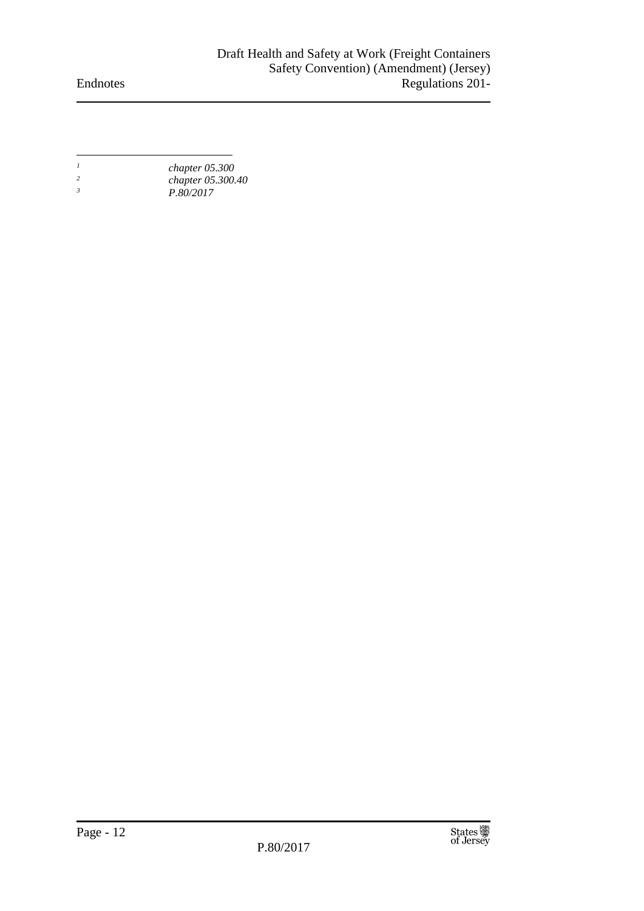[1] *chapter 05.300*

[2] *chapter 05.300.40*

[3] *P.80/2017*